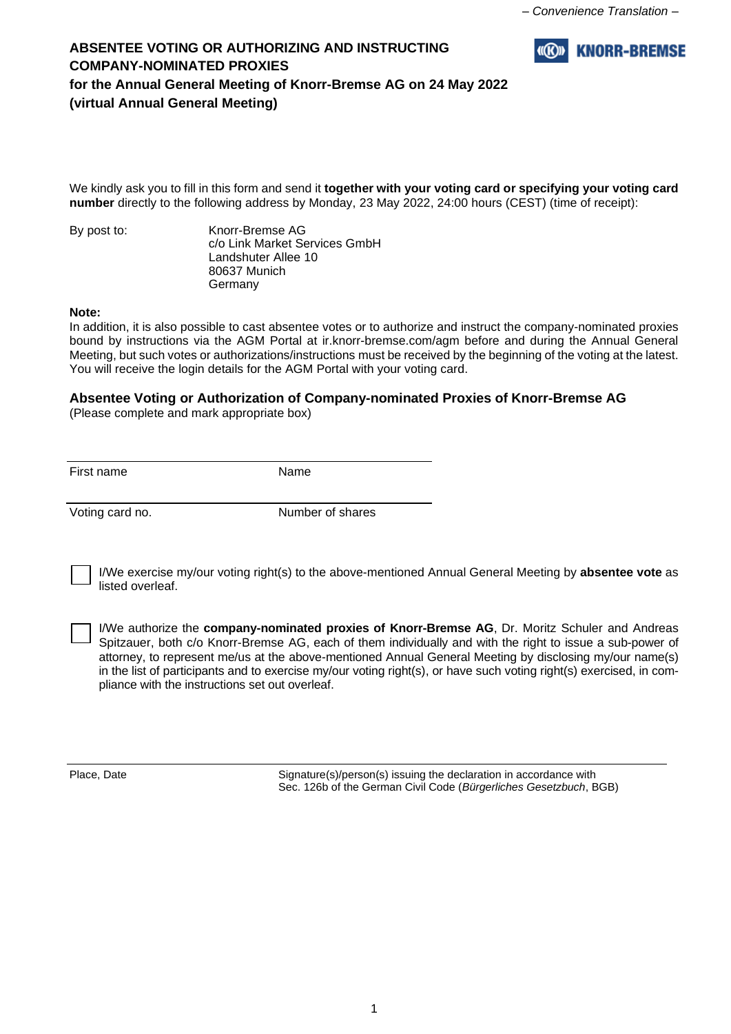– Convenience Translation –

# ABSENTEE VOTING OR AUTHORIZING AND INSTRUCTING COMPANY-NOMINATED PROXIES

**for the Annual General Meeting of Knorr-Bremse AG on 24 May 2022 (virtual Annual General Meeting)**

KNORR-BREMSE

We kindly ask you to fill in this form and send it **together with your voting card or specifying your voting card number** directly to the following address by Monday, 23 May 2022, 24:00 hours (CEST) (time of receipt):

By post to:

Knorr-Bremse AG
c/o Link Market Services GmbH
Landshuter Allee 10
80637 Munich
Germany

**Note:**
In addition, it is also possible to cast absentee votes or to authorize and instruct the company-nominated proxies bound by instructions via the AGM Portal at ir.knorr-bremse.com/agm before and during the Annual General Meeting, but such votes or authorizations/instructions must be received by the beginning of the voting at the latest. You will receive the login details for the AGM Portal with your voting card.

## Absentee Voting or Authorization of Company-nominated Proxies of Knorr-Bremse AG

(Please complete and mark appropriate box)

| First name | Name |
|---|---|
| Voting card no. | Number of shares |

☐ I/We exercise my/our voting right(s) to the above-mentioned Annual General Meeting by **absentee vote** as listed overleaf.

☐ I/We authorize the **company-nominated proxies of Knorr-Bremse AG**, Dr. Moritz Schuler and Andreas Spitzauer, both c/o Knorr-Bremse AG, each of them individually and with the right to issue a sub-power of attorney, to represent me/us at the above-mentioned Annual General Meeting by disclosing my/our name(s) in the list of participants and to exercise my/our voting right(s), or have such voting right(s) exercised, in compliance with the instructions set out overleaf.

| Place, Date | Signature(s)/person(s) issuing the declaration in accordance with Sec. 126b of the German Civil Code (*Bürgerliches Gesetzbuch*, BGB) |
|---|---|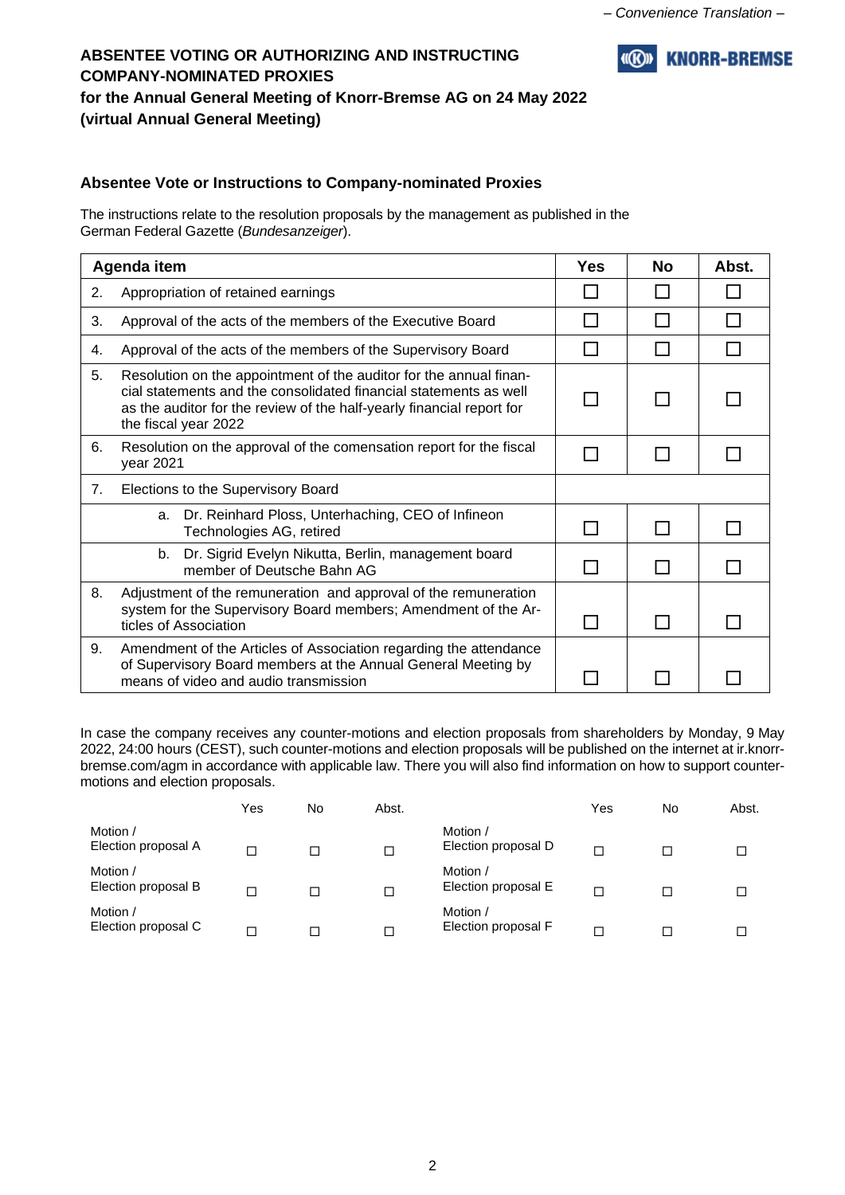– Convenience Translation –

**ABSENTEE VOTING OR AUTHORIZING AND INSTRUCTING COMPANY-NOMINATED PROXIES**
**for the Annual General Meeting of Knorr-Bremse AG on 24 May 2022 (virtual Annual General Meeting)**

### Absentee Vote or Instructions to Company-nominated Proxies

The instructions relate to the resolution proposals by the management as published in the German Federal Gazette (*Bundesanzeiger*).

| Agenda item | Yes | No | Abst. |
|---|---|---|---|
| 2. Appropriation of retained earnings | ☐ | ☐ | ☐ |
| 3. Approval of the acts of the members of the Executive Board | ☐ | ☐ | ☐ |
| 4. Approval of the acts of the members of the Supervisory Board | ☐ | ☐ | ☐ |
| 5. Resolution on the appointment of the auditor for the annual financial statements and the consolidated financial statements as well as the auditor for the review of the half-yearly financial report for the fiscal year 2022 | ☐ | ☐ | ☐ |
| 6. Resolution on the approval of the comensation report for the fiscal year 2021 | ☐ | ☐ | ☐ |
| 7. Elections to the Supervisory Board | | | |
| a. Dr. Reinhard Ploss, Unterhaching, CEO of Infineon Technologies AG, retired | ☐ | ☐ | ☐ |
| b. Dr. Sigrid Evelyn Nikutta, Berlin, management board member of Deutsche Bahn AG | ☐ | ☐ | ☐ |
| 8. Adjustment of the remuneration and approval of the remuneration system for the Supervisory Board members; Amendment of the Articles of Association | ☐ | ☐ | ☐ |
| 9. Amendment of the Articles of Association regarding the attendance of Supervisory Board members at the Annual General Meeting by means of video and audio transmission | ☐ | ☐ | ☐ |

In case the company receives any counter-motions and election proposals from shareholders by Monday, 9 May 2022, 24:00 hours (CEST), such counter-motions and election proposals will be published on the internet at ir.knorr-bremse.com/agm in accordance with applicable law. There you will also find information on how to support counter-motions and election proposals.

| | Yes | No | Abst. | | Yes | No | Abst. |
|---|---|---|---|---|---|---|---|
| Motion / Election proposal A | ☐ | ☐ | ☐ | Motion / Election proposal D | ☐ | ☐ | ☐ |
| Motion / Election proposal B | ☐ | ☐ | ☐ | Motion / Election proposal E | ☐ | ☐ | ☐ |
| Motion / Election proposal C | ☐ | ☐ | ☐ | Motion / Election proposal F | ☐ | ☐ | ☐ |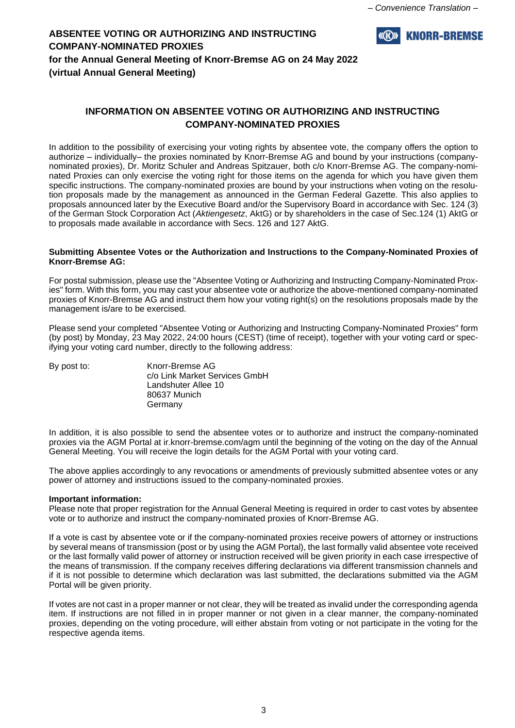– Convenience Translation –

# ABSENTEE VOTING OR AUTHORIZING AND INSTRUCTING COMPANY-NOMINATED PROXIES

**for the Annual General Meeting of Knorr-Bremse AG on 24 May 2022 (virtual Annual General Meeting)**

## INFORMATION ON ABSENTEE VOTING OR AUTHORIZING AND INSTRUCTING COMPANY-NOMINATED PROXIES

In addition to the possibility of exercising your voting rights by absentee vote, the company offers the option to authorize – individually– the proxies nominated by Knorr-Bremse AG and bound by your instructions (company-nominated proxies), Dr. Moritz Schuler and Andreas Spitzauer, both c/o Knorr-Bremse AG. The company-nominated Proxies can only exercise the voting right for those items on the agenda for which you have given them specific instructions. The company-nominated proxies are bound by your instructions when voting on the resolution proposals made by the management as announced in the German Federal Gazette. This also applies to proposals announced later by the Executive Board and/or the Supervisory Board in accordance with Sec. 124 (3) of the German Stock Corporation Act (*Aktiengesetz*, AktG) or by shareholders in the case of Sec.124 (1) AktG or to proposals made available in accordance with Secs. 126 and 127 AktG.

**Submitting Absentee Votes or the Authorization and Instructions to the Company-Nominated Proxies of Knorr-Bremse AG:**

For postal submission, please use the "Absentee Voting or Authorizing and Instructing Company-Nominated Proxies" form. With this form, you may cast your absentee vote or authorize the above-mentioned company-nominated proxies of Knorr-Bremse AG and instruct them how your voting right(s) on the resolutions proposals made by the management is/are to be exercised.

Please send your completed "Absentee Voting or Authorizing and Instructing Company-Nominated Proxies" form (by post) by Monday, 23 May 2022, 24:00 hours (CEST) (time of receipt), together with your voting card or specifying your voting card number, directly to the following address:

By post to:

Knorr-Bremse AG
c/o Link Market Services GmbH
Landshuter Allee 10
80637 Munich
Germany

In addition, it is also possible to send the absentee votes or to authorize and instruct the company-nominated proxies via the AGM Portal at ir.knorr-bremse.com/agm until the beginning of the voting on the day of the Annual General Meeting. You will receive the login details for the AGM Portal with your voting card.

The above applies accordingly to any revocations or amendments of previously submitted absentee votes or any power of attorney and instructions issued to the company-nominated proxies.

**Important information:**
Please note that proper registration for the Annual General Meeting is required in order to cast votes by absentee vote or to authorize and instruct the company-nominated proxies of Knorr-Bremse AG.

If a vote is cast by absentee vote or if the company-nominated proxies receive powers of attorney or instructions by several means of transmission (post or by using the AGM Portal), the last formally valid absentee vote received or the last formally valid power of attorney or instruction received will be given priority in each case irrespective of the means of transmission. If the company receives differing declarations via different transmission channels and if it is not possible to determine which declaration was last submitted, the declarations submitted via the AGM Portal will be given priority.

If votes are not cast in a proper manner or not clear, they will be treated as invalid under the corresponding agenda item. If instructions are not filled in in proper manner or not given in a clear manner, the company-nominated proxies, depending on the voting procedure, will either abstain from voting or not participate in the voting for the respective agenda items.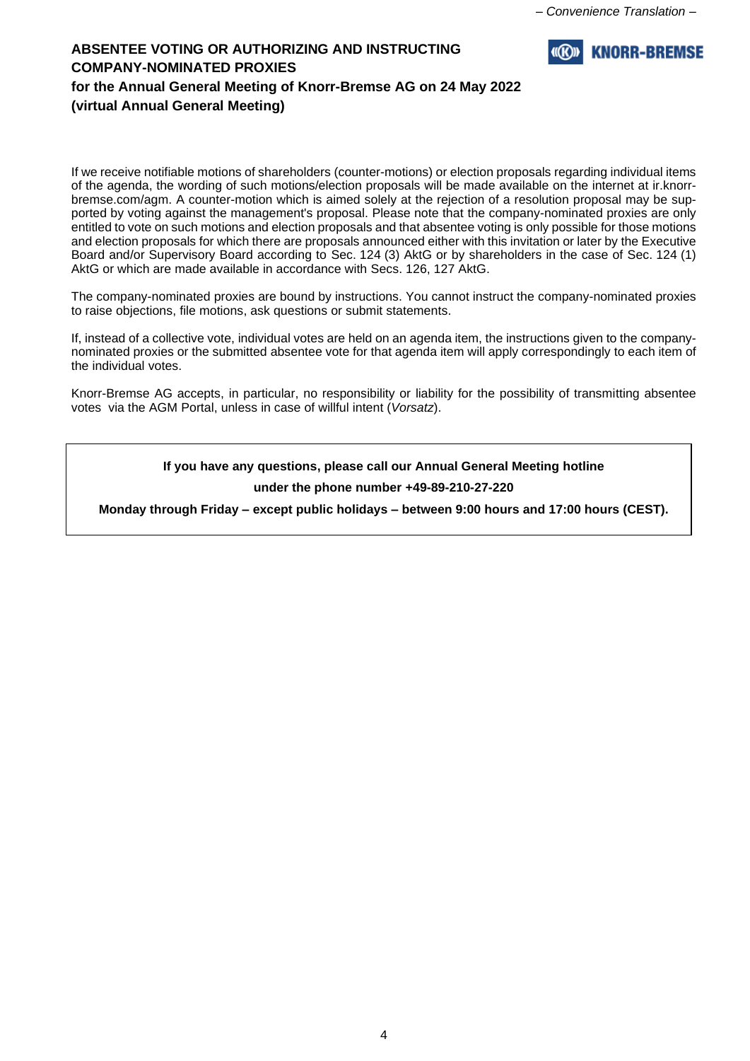– Convenience Translation –

# ABSENTEE VOTING OR AUTHORIZING AND INSTRUCTING COMPANY-NOMINATED PROXIES

**for the Annual General Meeting of Knorr-Bremse AG on 24 May 2022 (virtual Annual General Meeting)**

If we receive notifiable motions of shareholders (counter-motions) or election proposals regarding individual items of the agenda, the wording of such motions/election proposals will be made available on the internet at ir.knorr-bremse.com/agm. A counter-motion which is aimed solely at the rejection of a resolution proposal may be supported by voting against the management's proposal. Please note that the company-nominated proxies are only entitled to vote on such motions and election proposals and that absentee voting is only possible for those motions and election proposals for which there are proposals announced either with this invitation or later by the Executive Board and/or Supervisory Board according to Sec. 124 (3) AktG or by shareholders in the case of Sec. 124 (1) AktG or which are made available in accordance with Secs. 126, 127 AktG.

The company-nominated proxies are bound by instructions. You cannot instruct the company-nominated proxies to raise objections, file motions, ask questions or submit statements.

If, instead of a collective vote, individual votes are held on an agenda item, the instructions given to the company-nominated proxies or the submitted absentee vote for that agenda item will apply correspondingly to each item of the individual votes.

Knorr-Bremse AG accepts, in particular, no responsibility or liability for the possibility of transmitting absentee votes via the AGM Portal, unless in case of willful intent (*Vorsatz*).

**If you have any questions, please call our Annual General Meeting hotline**

**under the phone number +49-89-210-27-220**

**Monday through Friday – except public holidays – between 9:00 hours and 17:00 hours (CEST).**